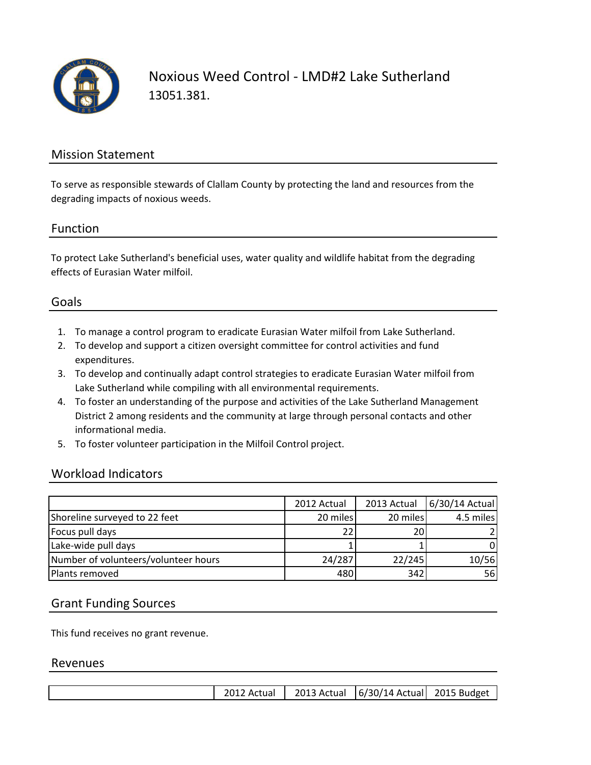# Noxious Weed Control - LMD#2 Lake Sutherland

13051.381.

## Mission Statement

To serve as responsible stewards of Clallam County by protecting the land and resources from the degrading impacts of noxious weeds.

## Function

To protect Lake Sutherland's beneficial uses, water quality and wildlife habitat from the degrading effects of Eurasian Water milfoil.

## Goals

1. To manage a control program to eradicate Eurasian Water milfoil from Lake Sutherland.
2. To develop and support a citizen oversight committee for control activities and fund expenditures.
3. To develop and continually adapt control strategies to eradicate Eurasian Water milfoil from Lake Sutherland while compiling with all environmental requirements.
4. To foster an understanding of the purpose and activities of the Lake Sutherland Management District 2 among residents and the community at large through personal contacts and other informational media.
5. To foster volunteer participation in the Milfoil Control project.

## Workload Indicators

| | 2012 Actual | 2013 Actual | 6/30/14 Actual |
|---|---|---|---|
| Shoreline surveyed to 22 feet | 20 miles | 20 miles | 4.5 miles |
| Focus pull days | 22 | 20 | 2 |
| Lake-wide pull days | 1 | 1 | 0 |
| Number of volunteers/volunteer hours | 24/287 | 22/245 | 10/56 |
| Plants removed | 480 | 342 | 56 |

## Grant Funding Sources

This fund receives no grant revenue.

## Revenues

| | 2012 Actual | 2013 Actual | 6/30/14 Actual | 2015 Budget |
|---|---|---|---|---|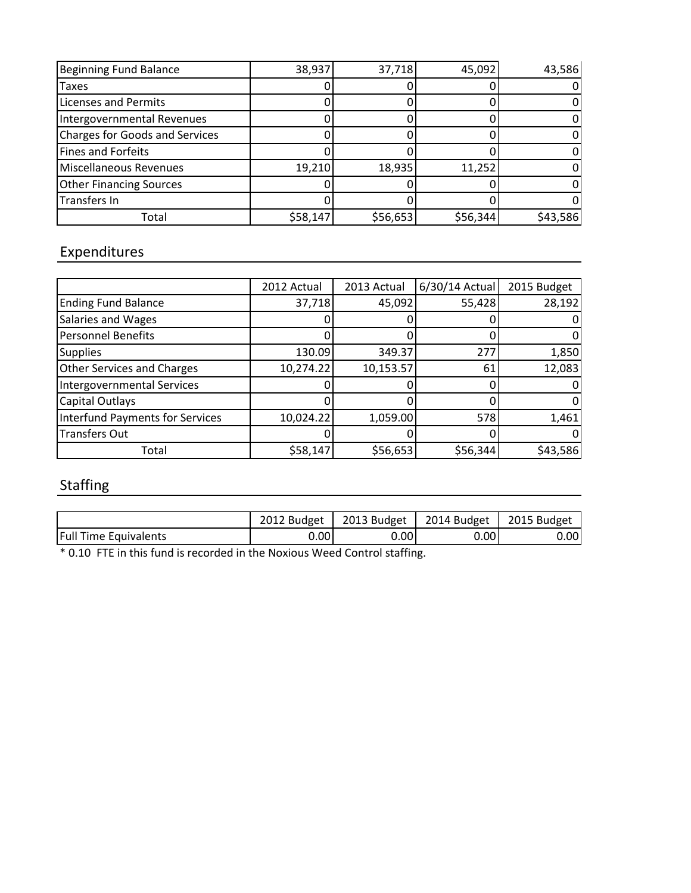| | | | | |
|---|---|---|---|---|
| Beginning Fund Balance | 38,937 | 37,718 | 45,092 | 43,586 |
| Taxes | 0 | 0 | 0 | 0 |
| Licenses and Permits | 0 | 0 | 0 | 0 |
| Intergovernmental Revenues | 0 | 0 | 0 | 0 |
| Charges for Goods and Services | 0 | 0 | 0 | 0 |
| Fines and Forfeits | 0 | 0 | 0 | 0 |
| Miscellaneous Revenues | 19,210 | 18,935 | 11,252 | 0 |
| Other Financing Sources | 0 | 0 | 0 | 0 |
| Transfers In | 0 | 0 | 0 | 0 |
| Total | $58,147 | $56,653 | $56,344 | $43,586 |

## Expenditures

| | 2012 Actual | 2013 Actual | 6/30/14 Actual | 2015 Budget |
|---|---|---|---|---|
| Ending Fund Balance | 37,718 | 45,092 | 55,428 | 28,192 |
| Salaries and Wages | 0 | 0 | 0 | 0 |
| Personnel Benefits | 0 | 0 | 0 | 0 |
| Supplies | 130.09 | 349.37 | 277 | 1,850 |
| Other Services and Charges | 10,274.22 | 10,153.57 | 61 | 12,083 |
| Intergovernmental Services | 0 | 0 | 0 | 0 |
| Capital Outlays | 0 | 0 | 0 | 0 |
| Interfund Payments for Services | 10,024.22 | 1,059.00 | 578 | 1,461 |
| Transfers Out | 0 | 0 | 0 | 0 |
| Total | $58,147 | $56,653 | $56,344 | $43,586 |

## Staffing

| | 2012 Budget | 2013 Budget | 2014 Budget | 2015 Budget |
|---|---|---|---|---|
| Full Time Equivalents | 0.00 | 0.00 | 0.00 | 0.00 |

* 0.10 FTE in this fund is recorded in the Noxious Weed Control staffing.